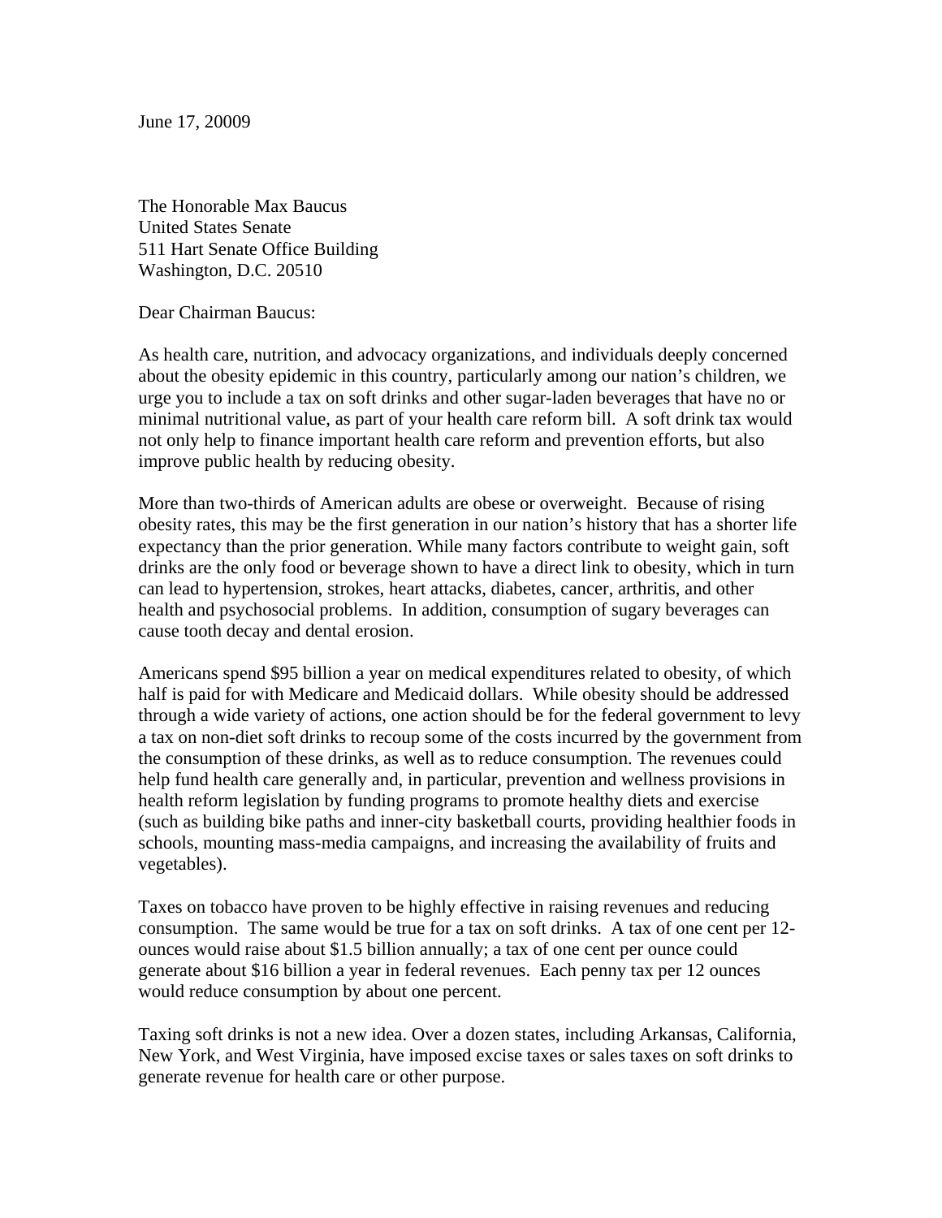June 17, 20009

The Honorable Max Baucus  
United States Senate  
511 Hart Senate Office Building  
Washington, D.C. 20510

Dear Chairman Baucus:

As health care, nutrition, and advocacy organizations, and individuals deeply concerned about the obesity epidemic in this country, particularly among our nation's children, we urge you to include a tax on soft drinks and other sugar-laden beverages that have no or minimal nutritional value, as part of your health care reform bill. A soft drink tax would not only help to finance important health care reform and prevention efforts, but also improve public health by reducing obesity.

More than two-thirds of American adults are obese or overweight. Because of rising obesity rates, this may be the first generation in our nation's history that has a shorter life expectancy than the prior generation. While many factors contribute to weight gain, soft drinks are the only food or beverage shown to have a direct link to obesity, which in turn can lead to hypertension, strokes, heart attacks, diabetes, cancer, arthritis, and other health and psychosocial problems. In addition, consumption of sugary beverages can cause tooth decay and dental erosion.

Americans spend $95 billion a year on medical expenditures related to obesity, of which half is paid for with Medicare and Medicaid dollars. While obesity should be addressed through a wide variety of actions, one action should be for the federal government to levy a tax on non-diet soft drinks to recoup some of the costs incurred by the government from the consumption of these drinks, as well as to reduce consumption. The revenues could help fund health care generally and, in particular, prevention and wellness provisions in health reform legislation by funding programs to promote healthy diets and exercise (such as building bike paths and inner-city basketball courts, providing healthier foods in schools, mounting mass-media campaigns, and increasing the availability of fruits and vegetables).

Taxes on tobacco have proven to be highly effective in raising revenues and reducing consumption. The same would be true for a tax on soft drinks. A tax of one cent per 12-ounces would raise about $1.5 billion annually; a tax of one cent per ounce could generate about $16 billion a year in federal revenues. Each penny tax per 12 ounces would reduce consumption by about one percent.

Taxing soft drinks is not a new idea. Over a dozen states, including Arkansas, California, New York, and West Virginia, have imposed excise taxes or sales taxes on soft drinks to generate revenue for health care or other purpose.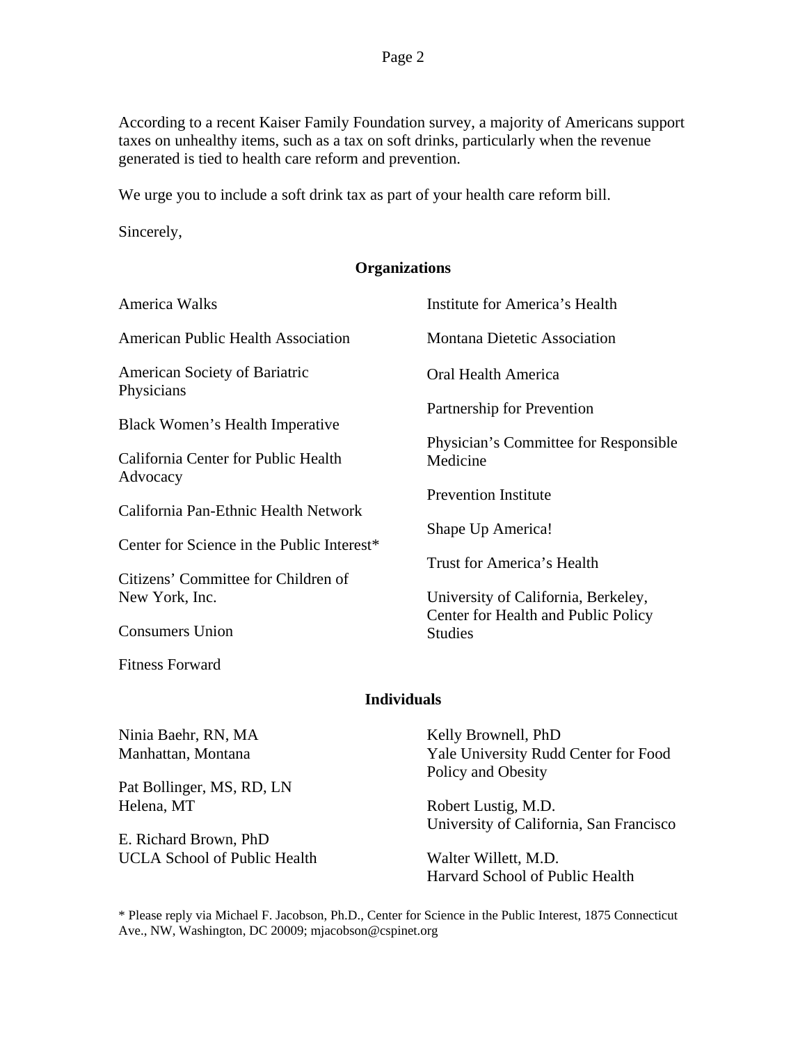According to a recent Kaiser Family Foundation survey, a majority of Americans support taxes on unhealthy items, such as a tax on soft drinks, particularly when the revenue generated is tied to health care reform and prevention.

We urge you to include a soft drink tax as part of your health care reform bill.

Sincerely,

**Organizations**

America Walks

American Public Health Association

American Society of Bariatric Physicians

Black Women's Health Imperative

California Center for Public Health Advocacy

California Pan-Ethnic Health Network

Center for Science in the Public Interest*

Citizens' Committee for Children of New York, Inc.

Consumers Union

Fitness Forward

Institute for America's Health

Montana Dietetic Association

Oral Health America

Partnership for Prevention

Physician's Committee for Responsible Medicine

Prevention Institute

Shape Up America!

Trust for America's Health

University of California, Berkeley, Center for Health and Public Policy Studies

**Individuals**

Ninia Baehr, RN, MA
Manhattan, Montana

Pat Bollinger, MS, RD, LN
Helena, MT

E. Richard Brown, PhD
UCLA School of Public Health

Kelly Brownell, PhD
Yale University Rudd Center for Food Policy and Obesity

Robert Lustig, M.D.
University of California, San Francisco

Walter Willett, M.D.
Harvard School of Public Health

* Please reply via Michael F. Jacobson, Ph.D., Center for Science in the Public Interest, 1875 Connecticut Ave., NW, Washington, DC 20009; mjacobson@cspinet.org